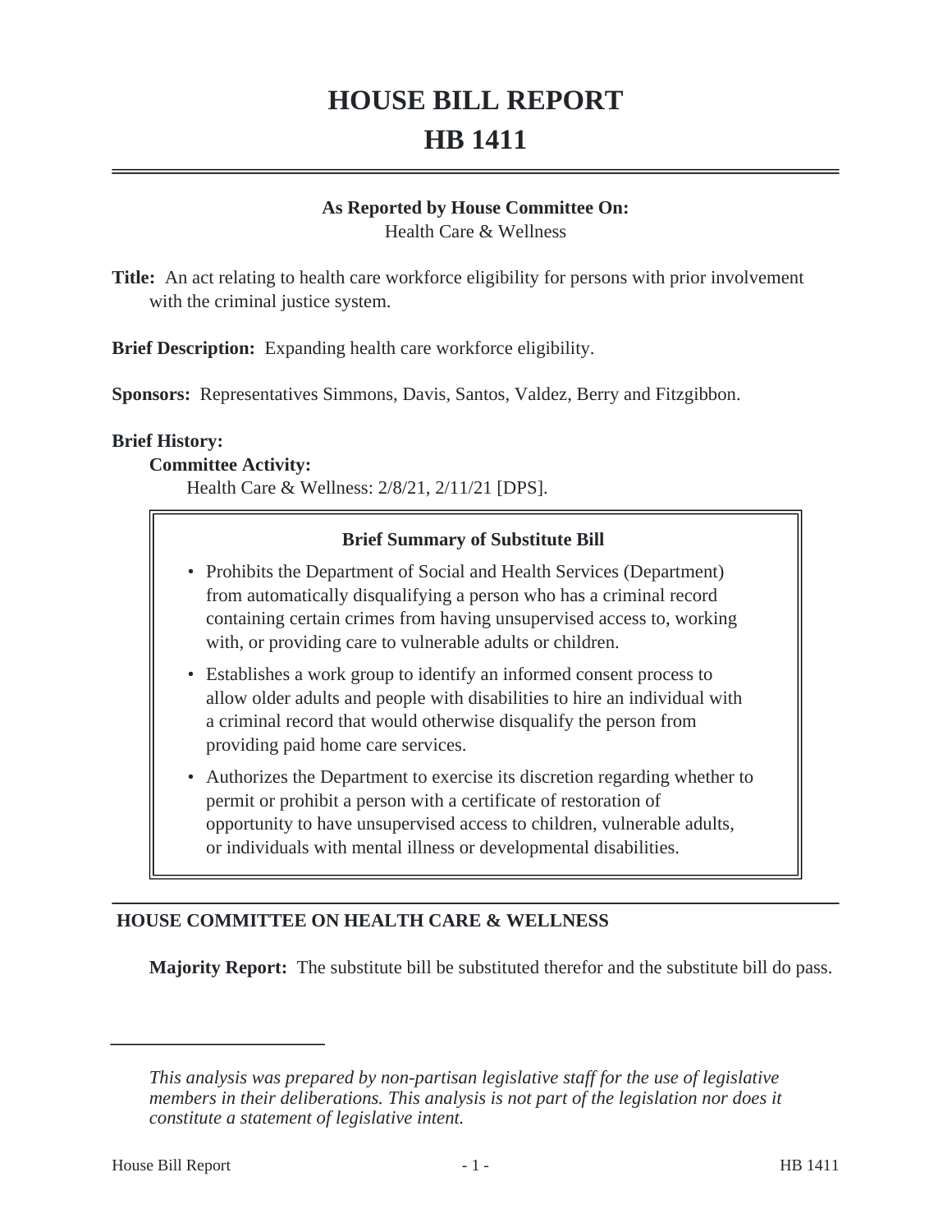# HOUSE BILL REPORT

# HB 1411

**As Reported by House Committee On:**
Health Care & Wellness

**Title:** An act relating to health care workforce eligibility for persons with prior involvement with the criminal justice system.

**Brief Description:** Expanding health care workforce eligibility.

**Sponsors:** Representatives Simmons, Davis, Santos, Valdez, Berry and Fitzgibbon.

**Brief History:**

**Committee Activity:**

Health Care & Wellness: 2/8/21, 2/11/21 [DPS].

**Brief Summary of Substitute Bill**

- Prohibits the Department of Social and Health Services (Department) from automatically disqualifying a person who has a criminal record containing certain crimes from having unsupervised access to, working with, or providing care to vulnerable adults or children.
- Establishes a work group to identify an informed consent process to allow older adults and people with disabilities to hire an individual with a criminal record that would otherwise disqualify the person from providing paid home care services.
- Authorizes the Department to exercise its discretion regarding whether to permit or prohibit a person with a certificate of restoration of opportunity to have unsupervised access to children, vulnerable adults, or individuals with mental illness or developmental disabilities.

## HOUSE COMMITTEE ON HEALTH CARE & WELLNESS

**Majority Report:** The substitute bill be substituted therefor and the substitute bill do pass.

*This analysis was prepared by non-partisan legislative staff for the use of legislative members in their deliberations. This analysis is not part of the legislation nor does it constitute a statement of legislative intent.*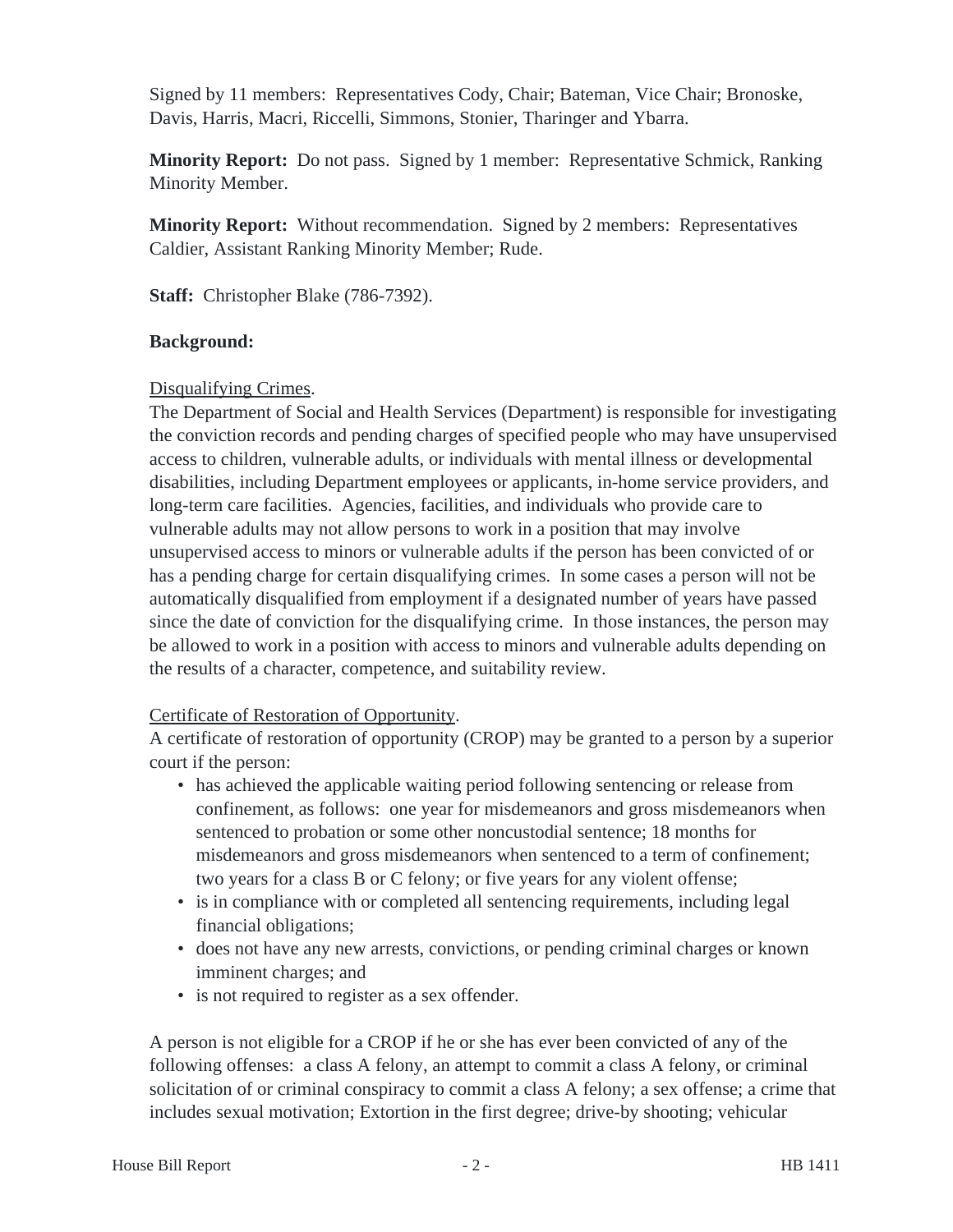Signed by 11 members: Representatives Cody, Chair; Bateman, Vice Chair; Bronoske, Davis, Harris, Macri, Riccelli, Simmons, Stonier, Tharinger and Ybarra.

**Minority Report:** Do not pass. Signed by 1 member: Representative Schmick, Ranking Minority Member.

**Minority Report:** Without recommendation. Signed by 2 members: Representatives Caldier, Assistant Ranking Minority Member; Rude.

**Staff:** Christopher Blake (786-7392).

**Background:**

Disqualifying Crimes.
The Department of Social and Health Services (Department) is responsible for investigating the conviction records and pending charges of specified people who may have unsupervised access to children, vulnerable adults, or individuals with mental illness or developmental disabilities, including Department employees or applicants, in-home service providers, and long-term care facilities. Agencies, facilities, and individuals who provide care to vulnerable adults may not allow persons to work in a position that may involve unsupervised access to minors or vulnerable adults if the person has been convicted of or has a pending charge for certain disqualifying crimes. In some cases a person will not be automatically disqualified from employment if a designated number of years have passed since the date of conviction for the disqualifying crime. In those instances, the person may be allowed to work in a position with access to minors and vulnerable adults depending on the results of a character, competence, and suitability review.

Certificate of Restoration of Opportunity.
A certificate of restoration of opportunity (CROP) may be granted to a person by a superior court if the person:

- has achieved the applicable waiting period following sentencing or release from confinement, as follows: one year for misdemeanors and gross misdemeanors when sentenced to probation or some other noncustodial sentence; 18 months for misdemeanors and gross misdemeanors when sentenced to a term of confinement; two years for a class B or C felony; or five years for any violent offense;
- is in compliance with or completed all sentencing requirements, including legal financial obligations;
- does not have any new arrests, convictions, or pending criminal charges or known imminent charges; and
- is not required to register as a sex offender.

A person is not eligible for a CROP if he or she has ever been convicted of any of the following offenses: a class A felony, an attempt to commit a class A felony, or criminal solicitation of or criminal conspiracy to commit a class A felony; a sex offense; a crime that includes sexual motivation; Extortion in the first degree; drive-by shooting; vehicular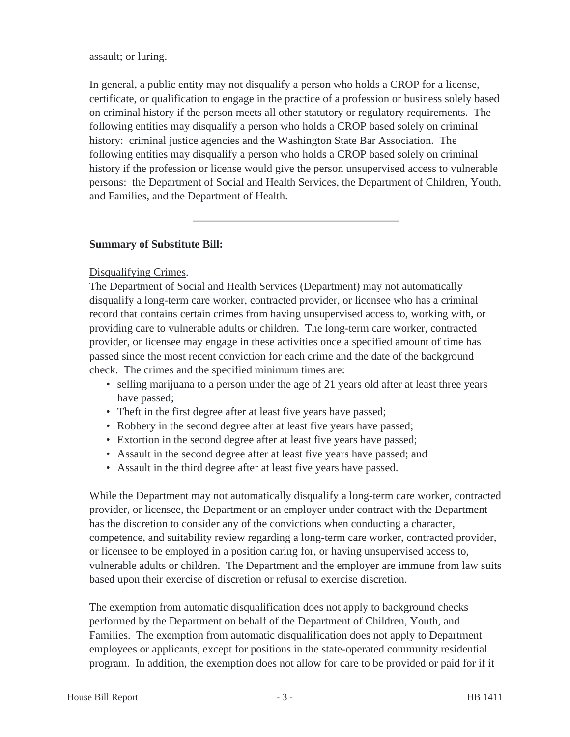assault; or luring.

In general, a public entity may not disqualify a person who holds a CROP for a license, certificate, or qualification to engage in the practice of a profession or business solely based on criminal history if the person meets all other statutory or regulatory requirements. The following entities may disqualify a person who holds a CROP based solely on criminal history: criminal justice agencies and the Washington State Bar Association. The following entities may disqualify a person who holds a CROP based solely on criminal history if the profession or license would give the person unsupervised access to vulnerable persons: the Department of Social and Health Services, the Department of Children, Youth, and Families, and the Department of Health.

---

**Summary of Substitute Bill:**

Disqualifying Crimes.
The Department of Social and Health Services (Department) may not automatically disqualify a long-term care worker, contracted provider, or licensee who has a criminal record that contains certain crimes from having unsupervised access to, working with, or providing care to vulnerable adults or children. The long-term care worker, contracted provider, or licensee may engage in these activities once a specified amount of time has passed since the most recent conviction for each crime and the date of the background check. The crimes and the specified minimum times are:

- selling marijuana to a person under the age of 21 years old after at least three years have passed;
- Theft in the first degree after at least five years have passed;
- Robbery in the second degree after at least five years have passed;
- Extortion in the second degree after at least five years have passed;
- Assault in the second degree after at least five years have passed; and
- Assault in the third degree after at least five years have passed.

While the Department may not automatically disqualify a long-term care worker, contracted provider, or licensee, the Department or an employer under contract with the Department has the discretion to consider any of the convictions when conducting a character, competence, and suitability review regarding a long-term care worker, contracted provider, or licensee to be employed in a position caring for, or having unsupervised access to, vulnerable adults or children. The Department and the employer are immune from law suits based upon their exercise of discretion or refusal to exercise discretion.

The exemption from automatic disqualification does not apply to background checks performed by the Department on behalf of the Department of Children, Youth, and Families. The exemption from automatic disqualification does not apply to Department employees or applicants, except for positions in the state-operated community residential program. In addition, the exemption does not allow for care to be provided or paid for if it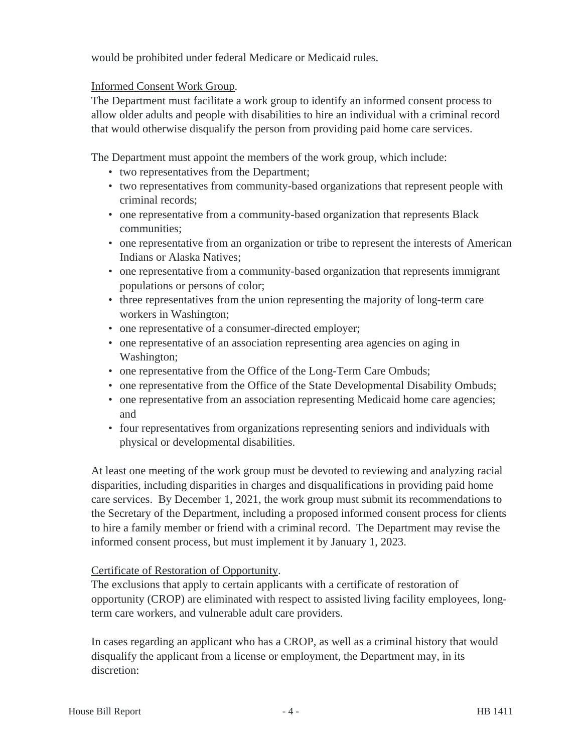would be prohibited under federal Medicare or Medicaid rules.

Informed Consent Work Group.

The Department must facilitate a work group to identify an informed consent process to allow older adults and people with disabilities to hire an individual with a criminal record that would otherwise disqualify the person from providing paid home care services.

The Department must appoint the members of the work group, which include:

- two representatives from the Department;
- two representatives from community-based organizations that represent people with criminal records;
- one representative from a community-based organization that represents Black communities;
- one representative from an organization or tribe to represent the interests of American Indians or Alaska Natives;
- one representative from a community-based organization that represents immigrant populations or persons of color;
- three representatives from the union representing the majority of long-term care workers in Washington;
- one representative of a consumer-directed employer;
- one representative of an association representing area agencies on aging in Washington;
- one representative from the Office of the Long-Term Care Ombuds;
- one representative from the Office of the State Developmental Disability Ombuds;
- one representative from an association representing Medicaid home care agencies; and
- four representatives from organizations representing seniors and individuals with physical or developmental disabilities.

At least one meeting of the work group must be devoted to reviewing and analyzing racial disparities, including disparities in charges and disqualifications in providing paid home care services. By December 1, 2021, the work group must submit its recommendations to the Secretary of the Department, including a proposed informed consent process for clients to hire a family member or friend with a criminal record. The Department may revise the informed consent process, but must implement it by January 1, 2023.

Certificate of Restoration of Opportunity.

The exclusions that apply to certain applicants with a certificate of restoration of opportunity (CROP) are eliminated with respect to assisted living facility employees, long-term care workers, and vulnerable adult care providers.

In cases regarding an applicant who has a CROP, as well as a criminal history that would disqualify the applicant from a license or employment, the Department may, in its discretion: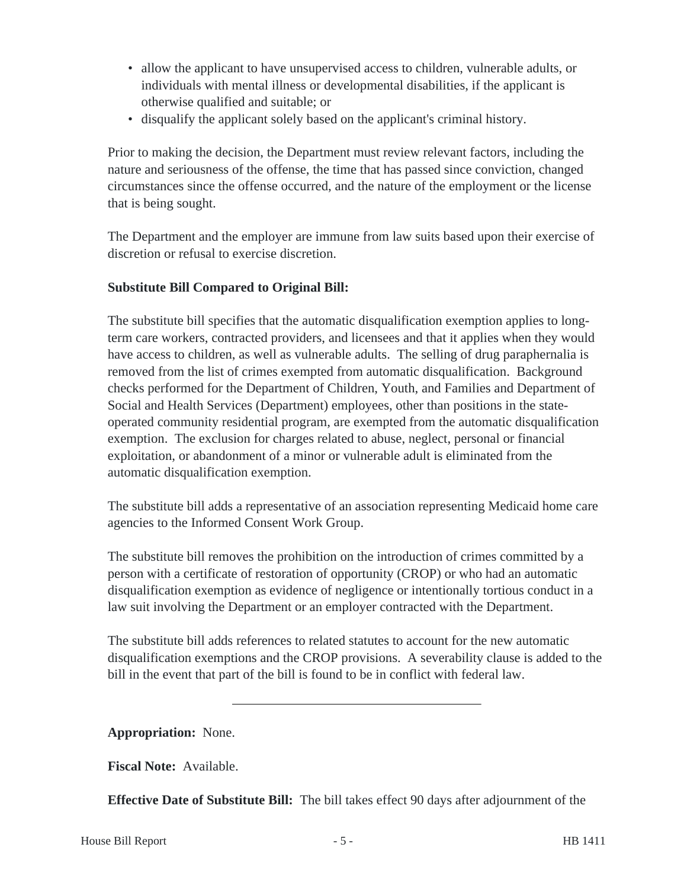- allow the applicant to have unsupervised access to children, vulnerable adults, or individuals with mental illness or developmental disabilities, if the applicant is otherwise qualified and suitable; or
- disqualify the applicant solely based on the applicant's criminal history.

Prior to making the decision, the Department must review relevant factors, including the nature and seriousness of the offense, the time that has passed since conviction, changed circumstances since the offense occurred, and the nature of the employment or the license that is being sought.

The Department and the employer are immune from law suits based upon their exercise of discretion or refusal to exercise discretion.

**Substitute Bill Compared to Original Bill:**

The substitute bill specifies that the automatic disqualification exemption applies to long-term care workers, contracted providers, and licensees and that it applies when they would have access to children, as well as vulnerable adults. The selling of drug paraphernalia is removed from the list of crimes exempted from automatic disqualification. Background checks performed for the Department of Children, Youth, and Families and Department of Social and Health Services (Department) employees, other than positions in the state-operated community residential program, are exempted from the automatic disqualification exemption. The exclusion for charges related to abuse, neglect, personal or financial exploitation, or abandonment of a minor or vulnerable adult is eliminated from the automatic disqualification exemption.

The substitute bill adds a representative of an association representing Medicaid home care agencies to the Informed Consent Work Group.

The substitute bill removes the prohibition on the introduction of crimes committed by a person with a certificate of restoration of opportunity (CROP) or who had an automatic disqualification exemption as evidence of negligence or intentionally tortious conduct in a law suit involving the Department or an employer contracted with the Department.

The substitute bill adds references to related statutes to account for the new automatic disqualification exemptions and the CROP provisions. A severability clause is added to the bill in the event that part of the bill is found to be in conflict with federal law.

---

**Appropriation:** None.

**Fiscal Note:** Available.

**Effective Date of Substitute Bill:** The bill takes effect 90 days after adjournment of the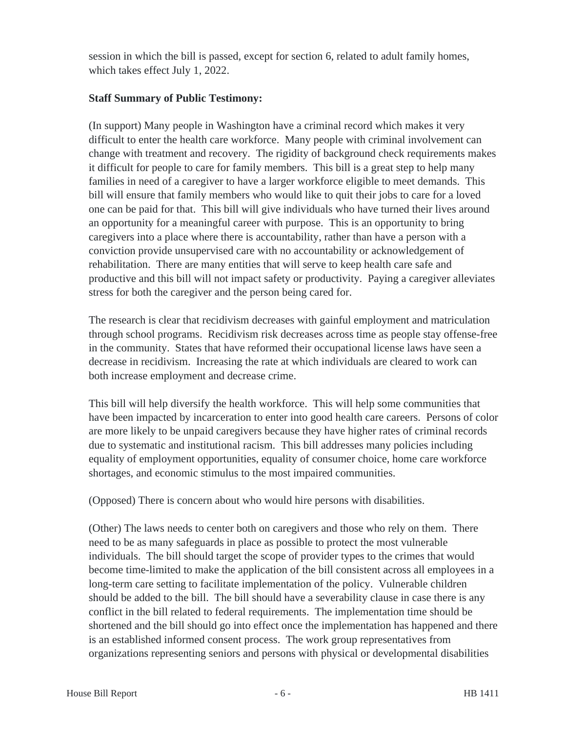session in which the bill is passed, except for section 6, related to adult family homes, which takes effect July 1, 2022.

**Staff Summary of Public Testimony:**

(In support) Many people in Washington have a criminal record which makes it very difficult to enter the health care workforce. Many people with criminal involvement can change with treatment and recovery. The rigidity of background check requirements makes it difficult for people to care for family members. This bill is a great step to help many families in need of a caregiver to have a larger workforce eligible to meet demands. This bill will ensure that family members who would like to quit their jobs to care for a loved one can be paid for that. This bill will give individuals who have turned their lives around an opportunity for a meaningful career with purpose. This is an opportunity to bring caregivers into a place where there is accountability, rather than have a person with a conviction provide unsupervised care with no accountability or acknowledgement of rehabilitation. There are many entities that will serve to keep health care safe and productive and this bill will not impact safety or productivity. Paying a caregiver alleviates stress for both the caregiver and the person being cared for.

The research is clear that recidivism decreases with gainful employment and matriculation through school programs. Recidivism risk decreases across time as people stay offense-free in the community. States that have reformed their occupational license laws have seen a decrease in recidivism. Increasing the rate at which individuals are cleared to work can both increase employment and decrease crime.

This bill will help diversify the health workforce. This will help some communities that have been impacted by incarceration to enter into good health care careers. Persons of color are more likely to be unpaid caregivers because they have higher rates of criminal records due to systematic and institutional racism. This bill addresses many policies including equality of employment opportunities, equality of consumer choice, home care workforce shortages, and economic stimulus to the most impaired communities.

(Opposed) There is concern about who would hire persons with disabilities.

(Other) The laws needs to center both on caregivers and those who rely on them. There need to be as many safeguards in place as possible to protect the most vulnerable individuals. The bill should target the scope of provider types to the crimes that would become time-limited to make the application of the bill consistent across all employees in a long-term care setting to facilitate implementation of the policy. Vulnerable children should be added to the bill. The bill should have a severability clause in case there is any conflict in the bill related to federal requirements. The implementation time should be shortened and the bill should go into effect once the implementation has happened and there is an established informed consent process. The work group representatives from organizations representing seniors and persons with physical or developmental disabilities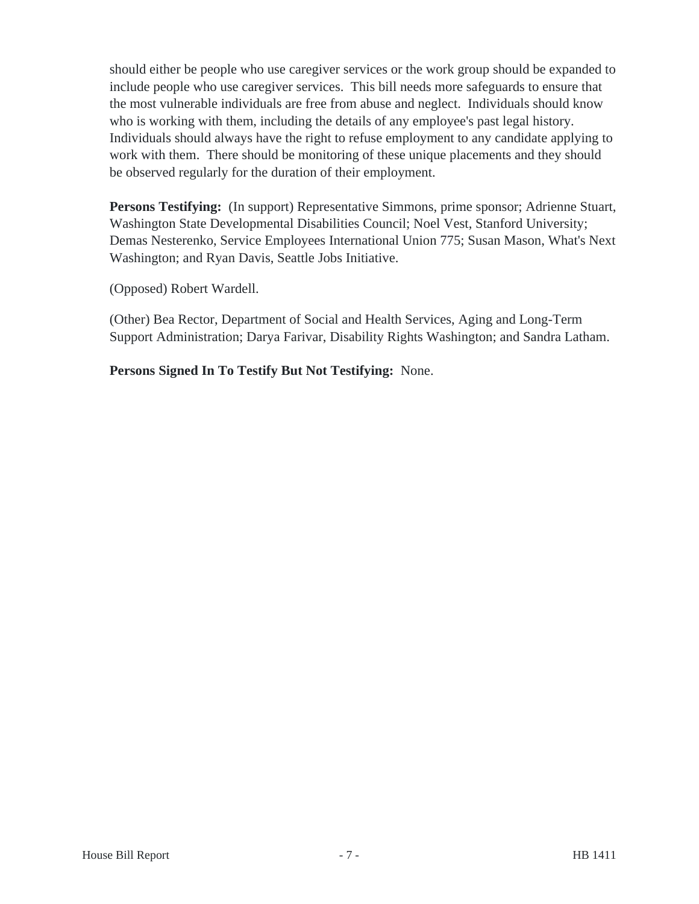should either be people who use caregiver services or the work group should be expanded to include people who use caregiver services. This bill needs more safeguards to ensure that the most vulnerable individuals are free from abuse and neglect. Individuals should know who is working with them, including the details of any employee's past legal history. Individuals should always have the right to refuse employment to any candidate applying to work with them. There should be monitoring of these unique placements and they should be observed regularly for the duration of their employment.

**Persons Testifying:** (In support) Representative Simmons, prime sponsor; Adrienne Stuart, Washington State Developmental Disabilities Council; Noel Vest, Stanford University; Demas Nesterenko, Service Employees International Union 775; Susan Mason, What's Next Washington; and Ryan Davis, Seattle Jobs Initiative.

(Opposed) Robert Wardell.

(Other) Bea Rector, Department of Social and Health Services, Aging and Long-Term Support Administration; Darya Farivar, Disability Rights Washington; and Sandra Latham.

**Persons Signed In To Testify But Not Testifying:** None.